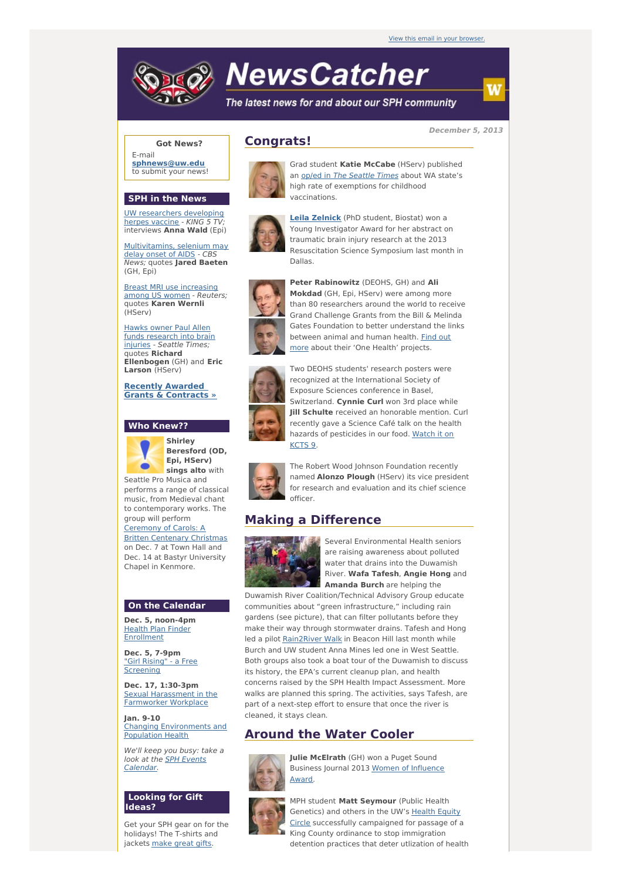View this email in your browser.

# NewsCatcher

*The latest news for and about our SPH community*

**December 5, 2013**

## Got News?

E-mail **sphnews@uw.edu** to submit your news!

## SPH in the News

UW researchers developing herpes vaccine - *KING 5 TV*; interviews **Anna Wald** (Epi)

Multivitamins, selenium may delay onset of AIDS - *CBS News;* quotes **Jared Baeten** (GH, Epi)

Breast MRI use increasing among US women - *Reuters;* quotes **Karen Wernli** (HServ)

Hawks owner Paul Allen funds research into brain injuries - *Seattle Times;* quotes **Richard Ellenbogen** (GH) and **Eric Larson** (HServ)

**Recently Awarded Grants & Contracts »**

## Who Knew??

**Shirley Beresford (OD, Epi, HServ) sings alto** with Seattle Pro Musica and performs a range of classical music, from Medieval chant to contemporary works. The group will perform Ceremony of Carols: A Britten Centenary Christmas on Dec. 7 at Town Hall and Dec. 14 at Bastyr University Chapel in Kenmore.

## On the Calendar

**Dec. 5, noon-4pm**
Health Plan Finder Enrollment

**Dec. 5, 7-9pm**
"Girl Rising" - a Free Screening

**Dec. 17, 1:30-3pm**
Sexual Harassment in the Farmworker Workplace

**Jan. 9-10**
Changing Environments and Population Health

*We'll keep you busy: take a look at the SPH Events Calendar.*

## Looking for Gift Ideas?

Get your SPH gear on for the holidays! The T-shirts and jackets make great gifts.

## Congrats!

Grad student **Katie McCabe** (HServ) published an op/ed in *The Seattle Times* about WA state's high rate of exemptions for childhood vaccinations.

**Leila Zelnick** (PhD student, Biostat) won a Young Investigator Award for her abstract on traumatic brain injury research at the 2013 Resuscitation Science Symposium last month in Dallas.

**Peter Rabinowitz** (DEOHS, GH) and **Ali Mokdad** (GH, Epi, HServ) were among more than 80 researchers around the world to receive Grand Challenge Grants from the Bill & Melinda Gates Foundation to better understand the links between animal and human health. Find out more about their 'One Health' projects.

Two DEOHS students' research posters were recognized at the International Society of Exposure Sciences conference in Basel, Switzerland. **Cynnie Curl** won 3rd place while **Jill Schulte** received an honorable mention. Curl recently gave a Science Café talk on the health hazards of pesticides in our food. Watch it on KCTS 9.

The Robert Wood Johnson Foundation recently named **Alonzo Plough** (HServ) its vice president for research and evaluation and its chief science officer.

## Making a Difference

Several Environmental Health seniors are raising awareness about polluted water that drains into the Duwamish River. **Wafa Tafesh**, **Angie Hong** and **Amanda Burch** are helping the Duwamish River Coalition/Technical Advisory Group educate communities about "green infrastructure," including rain gardens (see picture), that can filter pollutants before they make their way through stormwater drains. Tafesh and Hong led a pilot Rain2River Walk in Beacon Hill last month while Burch and UW student Anna Mines led one in West Seattle. Both groups also took a boat tour of the Duwamish to discuss its history, the EPA's current cleanup plan, and health concerns raised by the SPH Health Impact Assessment. More walks are planned this spring. The activities, says Tafesh, are part of a next-step effort to ensure that once the river is cleaned, it stays clean.

## Around the Water Cooler

**Julie McElrath** (GH) won a Puget Sound Business Journal 2013 Women of Influence Award.

MPH student **Matt Seymour** (Public Health Genetics) and others in the UW's Health Equity Circle successfully campaigned for passage of a King County ordinance to stop immigration detention practices that deter utlization of health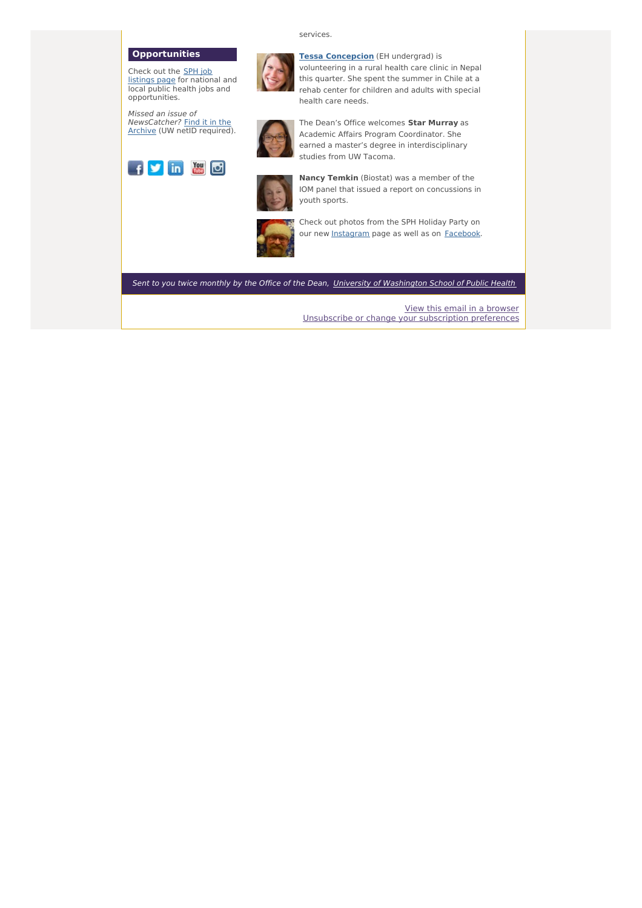services.

## Opportunities

Check out the SPH job listings page for national and local public health jobs and opportunities.

*Missed an issue of NewsCatcher?* Find it in the Archive (UW netID required).

**Tessa Concepcion** (EH undergrad) is volunteering in a rural health care clinic in Nepal this quarter. She spent the summer in Chile at a rehab center for children and adults with special health care needs.

The Dean's Office welcomes **Star Murray** as Academic Affairs Program Coordinator. She earned a master's degree in interdisciplinary studies from UW Tacoma.

**Nancy Temkin** (Biostat) was a member of the IOM panel that issued a report on concussions in youth sports.

Check out photos from the SPH Holiday Party on our new Instagram page as well as on Facebook.

*Sent to you twice monthly by the Office of the Dean, University of Washington School of Public Health*

View this email in a browser
Unsubscribe or change your subscription preferences